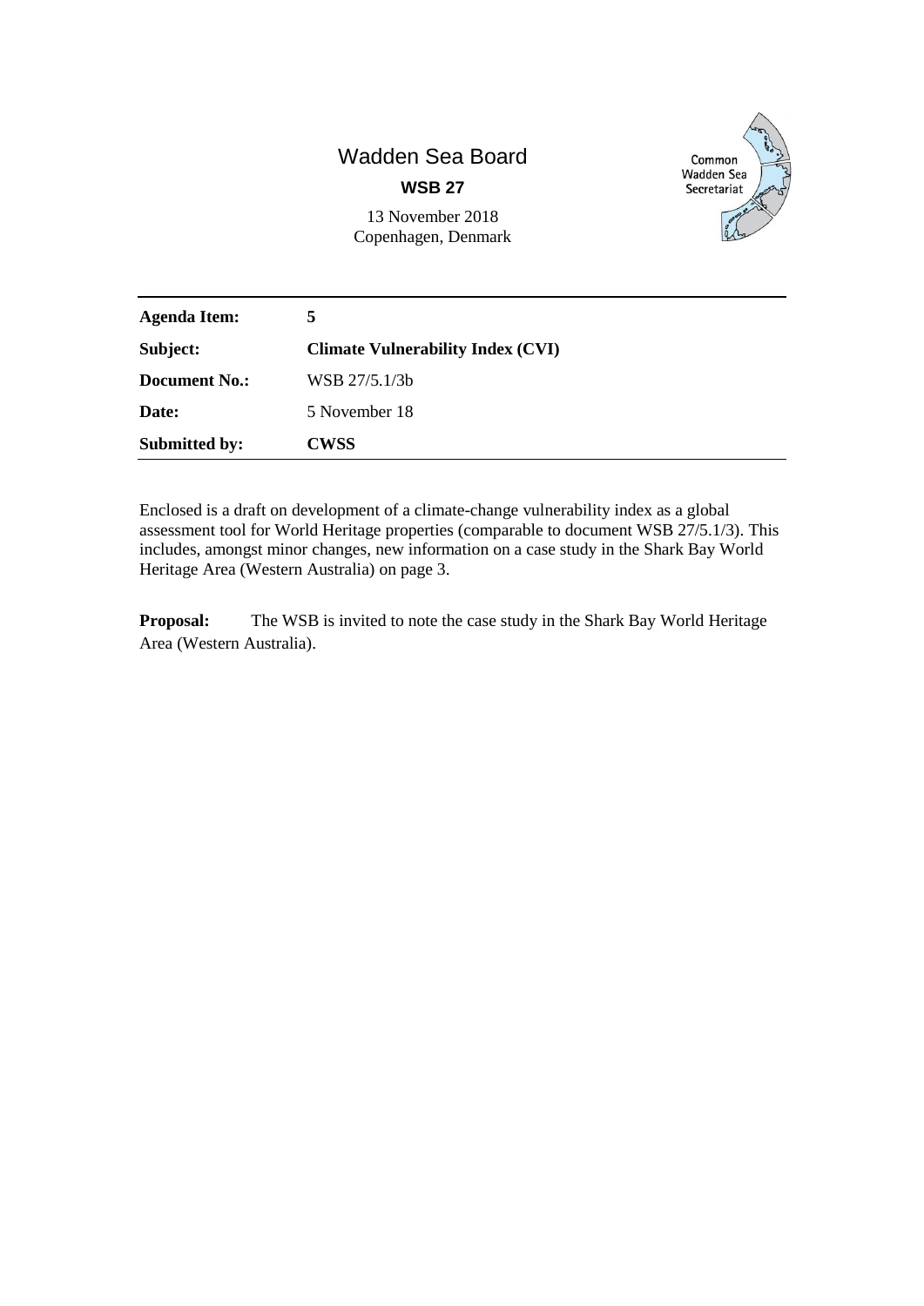# Wadden Sea Board

**WSB 27**

13 November 2018
Copenhagen, Denmark

Common Wadden Sea Secretariat

| | |
|---|---|
| **Agenda Item:** | **5** |
| **Subject:** | **Climate Vulnerability Index (CVI)** |
| **Document No.:** | WSB 27/5.1/3b |
| **Date:** | 5 November 18 |
| **Submitted by:** | **CWSS** |

Enclosed is a draft on development of a climate-change vulnerability index as a global assessment tool for World Heritage properties (comparable to document WSB 27/5.1/3). This includes, amongst minor changes, new information on a case study in the Shark Bay World Heritage Area (Western Australia) on page 3.

**Proposal:** The WSB is invited to note the case study in the Shark Bay World Heritage Area (Western Australia).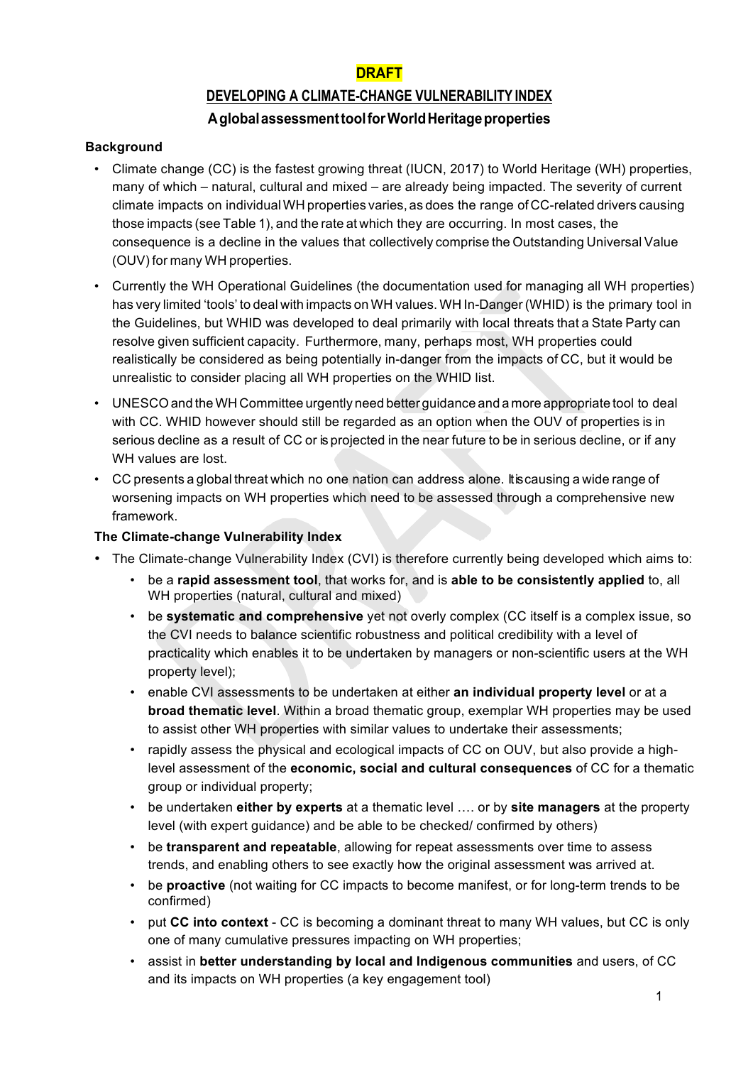**DRAFT**

## DEVELOPING A CLIMATE-CHANGE VULNERABILITY INDEX

### A global assessment tool for World Heritage properties

**Background**

- Climate change (CC) is the fastest growing threat (IUCN, 2017) to World Heritage (WH) properties, many of which – natural, cultural and mixed – are already being impacted. The severity of current climate impacts on individual WH properties varies, as does the range of CC-related drivers causing those impacts (see Table 1), and the rate at which they are occurring. In most cases, the consequence is a decline in the values that collectively comprise the Outstanding Universal Value (OUV) for many WH properties.
- Currently the WH Operational Guidelines (the documentation used for managing all WH properties) has very limited 'tools' to deal with impacts on WH values. WH In-Danger (WHID) is the primary tool in the Guidelines, but WHID was developed to deal primarily with local threats that a State Party can resolve given sufficient capacity. Furthermore, many, perhaps most, WH properties could realistically be considered as being potentially in-danger from the impacts of CC, but it would be unrealistic to consider placing all WH properties on the WHID list.
- UNESCO and the WH Committee urgently need better guidance and a more appropriate tool to deal with CC. WHID however should still be regarded as an option when the OUV of properties is in serious decline as a result of CC or is projected in the near future to be in serious decline, or if any WH values are lost.
- CC presents a global threat which no one nation can address alone. It is causing a wide range of worsening impacts on WH properties which need to be assessed through a comprehensive new framework.

**The Climate-change Vulnerability Index**

- The Climate-change Vulnerability Index (CVI) is therefore currently being developed which aims to:
  - be a **rapid assessment tool**, that works for, and is **able to be consistently applied** to, all WH properties (natural, cultural and mixed)
  - be **systematic and comprehensive** yet not overly complex (CC itself is a complex issue, so the CVI needs to balance scientific robustness and political credibility with a level of practicality which enables it to be undertaken by managers or non-scientific users at the WH property level);
  - enable CVI assessments to be undertaken at either **an individual property level** or at a **broad thematic level**. Within a broad thematic group, exemplar WH properties may be used to assist other WH properties with similar values to undertake their assessments;
  - rapidly assess the physical and ecological impacts of CC on OUV, but also provide a high-level assessment of the **economic, social and cultural consequences** of CC for a thematic group or individual property;
  - be undertaken **either by experts** at a thematic level …. or by **site managers** at the property level (with expert guidance) and be able to be checked/ confirmed by others)
  - be **transparent and repeatable**, allowing for repeat assessments over time to assess trends, and enabling others to see exactly how the original assessment was arrived at.
  - be **proactive** (not waiting for CC impacts to become manifest, or for long-term trends to be confirmed)
  - put **CC into context** - CC is becoming a dominant threat to many WH values, but CC is only one of many cumulative pressures impacting on WH properties;
  - assist in **better understanding by local and Indigenous communities** and users, of CC and its impacts on WH properties (a key engagement tool)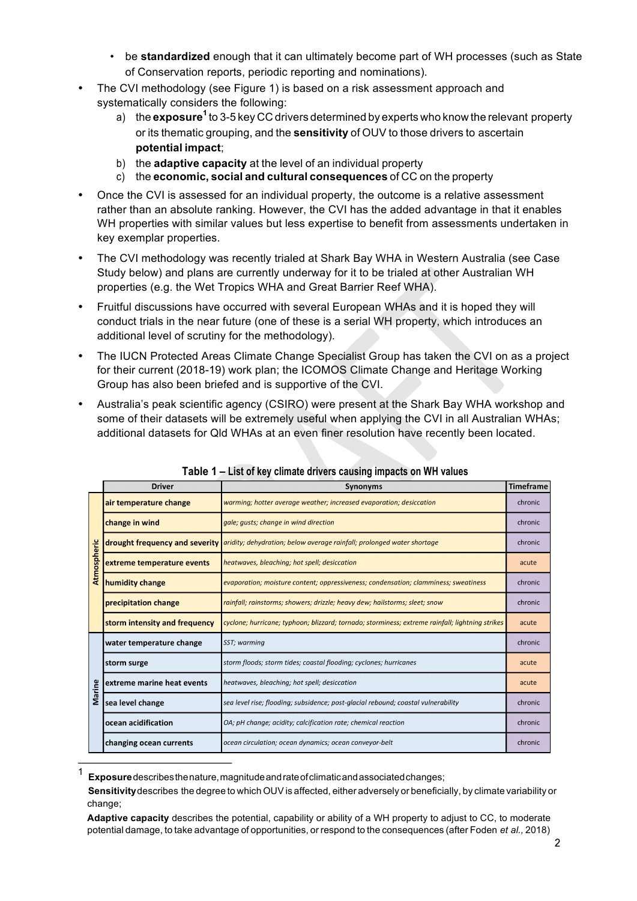- be **standardized** enough that it can ultimately become part of WH processes (such as State of Conservation reports, periodic reporting and nominations).

- The CVI methodology (see Figure 1) is based on a risk assessment approach and systematically considers the following:
  a) the **exposure**[1] to 3-5 key CC drivers determined by experts who know the relevant property or its thematic grouping, and the **sensitivity** of OUV to those drivers to ascertain **potential impact**;
  b) the **adaptive capacity** at the level of an individual property
  c) the **economic, social and cultural consequences** of CC on the property

- Once the CVI is assessed for an individual property, the outcome is a relative assessment rather than an absolute ranking. However, the CVI has the added advantage in that it enables WH properties with similar values but less expertise to benefit from assessments undertaken in key exemplar properties.

- The CVI methodology was recently trialed at Shark Bay WHA in Western Australia (see Case Study below) and plans are currently underway for it to be trialed at other Australian WH properties (e.g. the Wet Tropics WHA and Great Barrier Reef WHA).

- Fruitful discussions have occurred with several European WHAs and it is hoped they will conduct trials in the near future (one of these is a serial WH property, which introduces an additional level of scrutiny for the methodology).

- The IUCN Protected Areas Climate Change Specialist Group has taken the CVI on as a project for their current (2018-19) work plan; the ICOMOS Climate Change and Heritage Working Group has also been briefed and is supportive of the CVI.

- Australia's peak scientific agency (CSIRO) were present at the Shark Bay WHA workshop and some of their datasets will be extremely useful when applying the CVI in all Australian WHAs; additional datasets for Qld WHAs at an even finer resolution have recently been located.

**Table 1 – List of key climate drivers causing impacts on WH values**

| | Driver | Synonyms | Timeframe |
|---|---|---|---|
| Atmospheric | air temperature change | *warming; hotter average weather; increased evaporation; desiccation* | chronic |
| | change in wind | *gale; gusts; change in wind direction* | chronic |
| | drought frequency and severity | *aridity; dehydration; below average rainfall; prolonged water shortage* | chronic |
| | extreme temperature events | *heatwaves, bleaching; hot spell; desiccation* | acute |
| | humidity change | *evaporation; moisture content; oppressiveness; condensation; clamminess; sweatiness* | chronic |
| | precipitation change | *rainfall; rainstorms; showers; drizzle; heavy dew; hailstorms; sleet; snow* | chronic |
| | storm intensity and frequency | *cyclone; hurricane; typhoon; blizzard; tornado; storminess; extreme rainfall; lightning strikes* | acute |
| Marine | water temperature change | *SST; warming* | chronic |
| | storm surge | *storm floods; storm tides; coastal flooding; cyclones; hurricanes* | acute |
| | extreme marine heat events | *heatwaves, bleaching; hot spell; desiccation* | acute |
| | sea level change | *sea level rise; flooding; subsidence; post-glacial rebound; coastal vulnerability* | chronic |
| | ocean acidification | *OA; pH change; acidity; calcification rate; chemical reaction* | chronic |
| | changing ocean currents | *ocean circulation; ocean dynamics; ocean conveyor-belt* | chronic |

[1] **Exposure** describes the nature, magnitude and rate of climatic and associated changes;
**Sensitivity** describes the degree to which OUV is affected, either adversely or beneficially, by climate variability or change;
**Adaptive capacity** describes the potential, capability or ability of a WH property to adjust to CC, to moderate potential damage, to take advantage of opportunities, or respond to the consequences (after Foden *et al.*, 2018)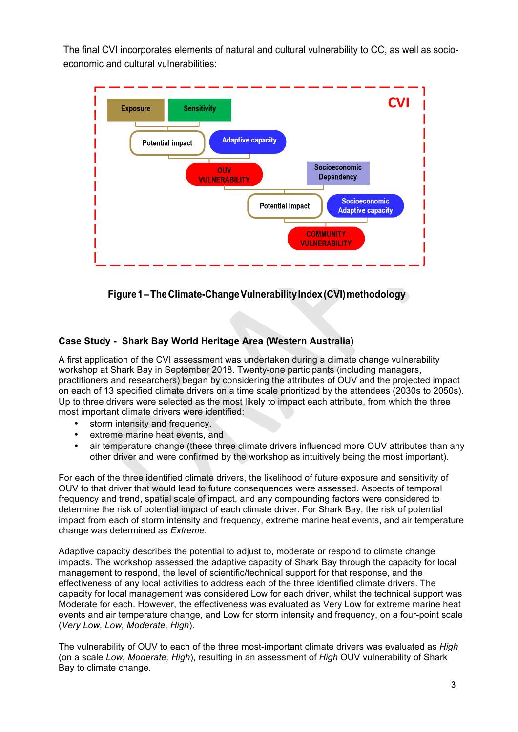The final CVI incorporates elements of natural and cultural vulnerability to CC, as well as socio-economic and cultural vulnerabilities:

**Figure 1 – The Climate-Change Vulnerability Index (CVI) methodology**

### Case Study - Shark Bay World Heritage Area (Western Australia)

A first application of the CVI assessment was undertaken during a climate change vulnerability workshop at Shark Bay in September 2018. Twenty-one participants (including managers, practitioners and researchers) began by considering the attributes of OUV and the projected impact on each of 13 specified climate drivers on a time scale prioritized by the attendees (2030s to 2050s). Up to three drivers were selected as the most likely to impact each attribute, from which the three most important climate drivers were identified:

- storm intensity and frequency,
- extreme marine heat events, and
- air temperature change (these three climate drivers influenced more OUV attributes than any other driver and were confirmed by the workshop as intuitively being the most important).

For each of the three identified climate drivers, the likelihood of future exposure and sensitivity of OUV to that driver that would lead to future consequences were assessed. Aspects of temporal frequency and trend, spatial scale of impact, and any compounding factors were considered to determine the risk of potential impact of each climate driver. For Shark Bay, the risk of potential impact from each of storm intensity and frequency, extreme marine heat events, and air temperature change was determined as *Extreme*.

Adaptive capacity describes the potential to adjust to, moderate or respond to climate change impacts. The workshop assessed the adaptive capacity of Shark Bay through the capacity for local management to respond, the level of scientific/technical support for that response, and the effectiveness of any local activities to address each of the three identified climate drivers. The capacity for local management was considered Low for each driver, whilst the technical support was Moderate for each. However, the effectiveness was evaluated as Very Low for extreme marine heat events and air temperature change, and Low for storm intensity and frequency, on a four-point scale (*Very Low, Low, Moderate, High*).

The vulnerability of OUV to each of the three most-important climate drivers was evaluated as *High* (on a scale *Low, Moderate, High*), resulting in an assessment of *High* OUV vulnerability of Shark Bay to climate change.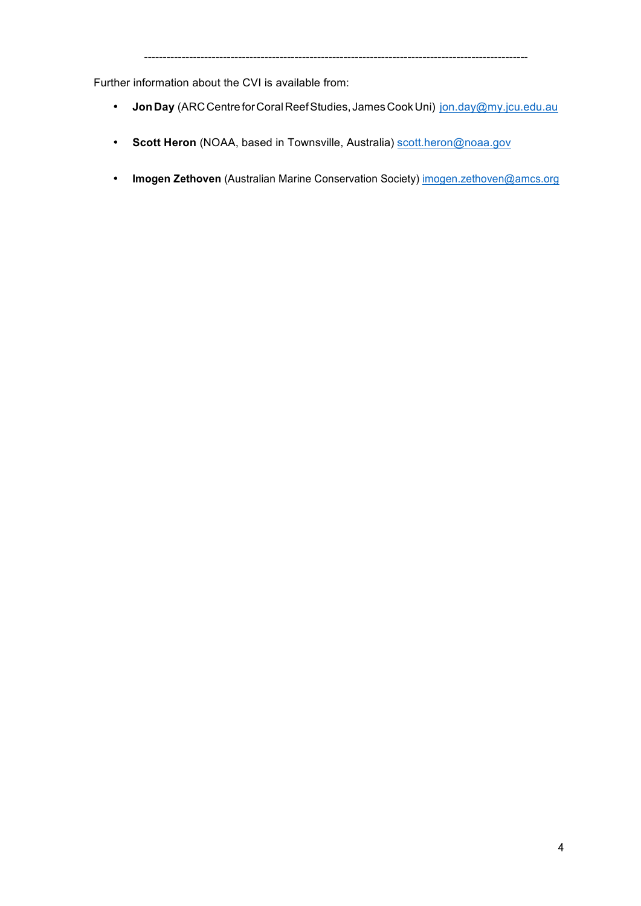---

Further information about the CVI is available from:

- **Jon Day** (ARC Centre for Coral Reef Studies, James Cook Uni) jon.day@my.jcu.edu.au
- **Scott Heron** (NOAA, based in Townsville, Australia) scott.heron@noaa.gov
- **Imogen Zethoven** (Australian Marine Conservation Society) imogen.zethoven@amcs.org